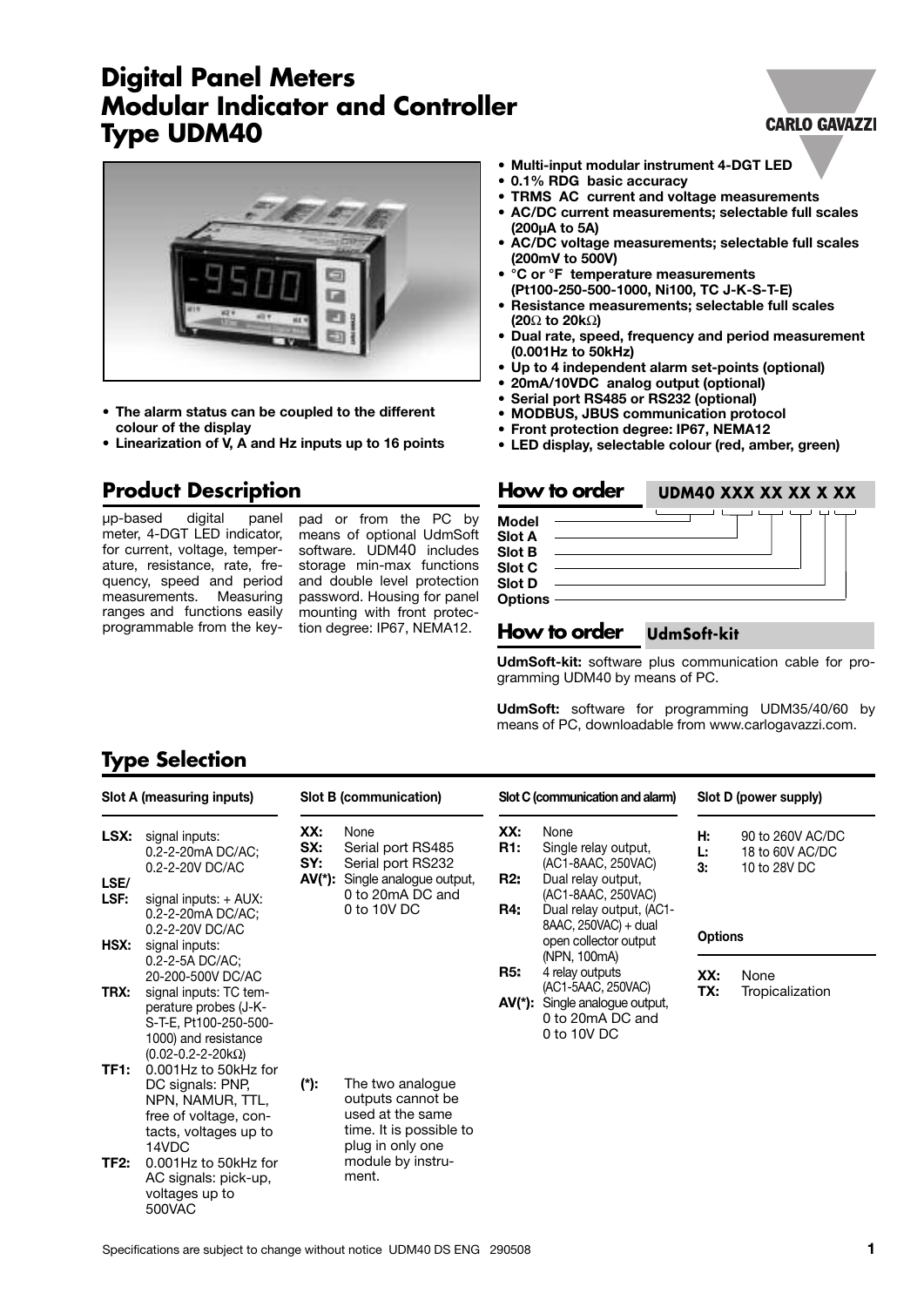# Digital Panel Meters
# Modular Indicator and Controller
# Type UDM40

- Multi-input modular instrument 4-DGT LED
- 0.1% RDG basic accuracy
- TRMS AC current and voltage measurements
- AC/DC current measurements; selectable full scales (200µA to 5A)
- AC/DC voltage measurements; selectable full scales (200mV to 500V)
- °C or °F temperature measurements (Pt100-250-500-1000, Ni100, TC J-K-S-T-E)
- Resistance measurements; selectable full scales (20Ω to 20kΩ)
- Dual rate, speed, frequency and period measurement (0.001Hz to 50kHz)
- Up to 4 independent alarm set-points (optional)
- 20mA/10VDC analog output (optional)
- Serial port RS485 or RS232 (optional)
- MODBUS, JBUS communication protocol
- Front protection degree: IP67, NEMA12
- LED display, selectable colour (red, amber, green)

- The alarm status can be coupled to the different colour of the display
- Linearization of V, A and Hz inputs up to 16 points

## Product Description

µp-based digital panel meter, 4-DGT LED indicator, for current, voltage, temperature, resistance, rate, frequency, speed and period measurements. Measuring ranges and functions easily programmable from the key-pad or from the PC by means of optional UdmSoft software. UDM40 includes storage min-max functions and double level protection password. Housing for panel mounting with front protection degree: IP67, NEMA12.

## How to order UDM40 XXX XX XX X XX

- Model
- Slot A
- Slot B
- Slot C
- Slot D
- Options

## How to order UdmSoft-kit

**UdmSoft-kit:** software plus communication cable for programming UDM40 by means of PC.

**UdmSoft:** software for programming UDM35/40/60 by means of PC, downloadable from www.carlogavazzi.com.

## Type Selection

**Slot A (measuring inputs)**

| Code | Description |
|---|---|
| LSX: | signal inputs: 0.2-2-20mA DC/AC; 0.2-2-20V DC/AC |
| LSE/ LSF: | signal inputs: + AUX: 0.2-2-20mA DC/AC; 0.2-2-20V DC/AC |
| HSX: | signal inputs: 0.2-2-5A DC/AC; 20-200-500V DC/AC |
| TRX: | signal inputs: TC temperature probes (J-K-S-T-E, Pt100-250-500-1000) and resistance (0.02-0.2-2-20kΩ) |
| TF1: | 0.001Hz to 50kHz for DC signals: PNP, NPN, NAMUR, TTL, free of voltage, contacts, voltages up to 14VDC |
| TF2: | 0.001Hz to 50kHz for AC signals: pick-up, voltages up to 500VAC |

**Slot B (communication)**

| Code | Description |
|---|---|
| XX: | None |
| SX: | Serial port RS485 |
| SY: | Serial port RS232 |
| AV(*): | Single analogue output, 0 to 20mA DC and 0 to 10V DC |

(*): The two analogue outputs cannot be used at the same time. It is possible to plug in only one module by instrument.

**Slot C (communication and alarm)**

| Code | Description |
|---|---|
| XX: | None |
| R1: | Single relay output, (AC1-8AAC, 250VAC) |
| R2: | Dual relay output, (AC1-8AAC, 250VAC) |
| R4: | Dual relay output, (AC1-8AAC, 250VAC) + dual open collector output (NPN, 100mA) |
| R5: | 4 relay outputs (AC1-5AAC, 250VAC) |
| AV(*): | Single analogue output, 0 to 20mA DC and 0 to 10V DC |

**Slot D (power supply)**

| Code | Description |
|---|---|
| H: | 90 to 260V AC/DC |
| L: | 18 to 60V AC/DC |
| 3: | 10 to 28V DC |

**Options**

| Code | Description |
|---|---|
| XX: | None |
| TX: | Tropicalization |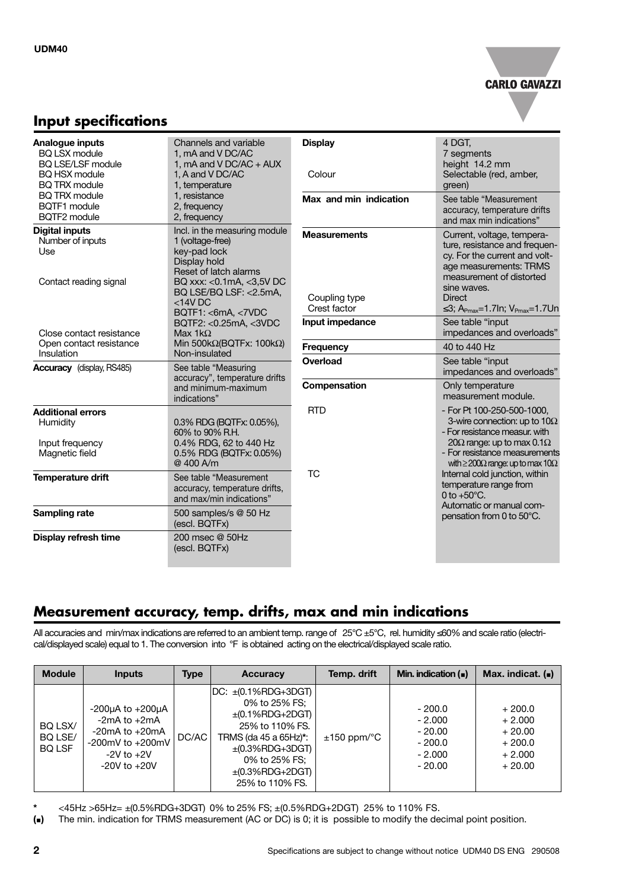## Input specifications

| | |
|---|---|
| **Analogue inputs** | Channels and variable |
| BQ LSX module | 1, mA and V DC/AC |
| BQ LSE/LSF module | 1, mA and V DC/AC + AUX |
| BQ HSX module | 1, A and V DC/AC |
| BQ TRX module | 1, temperature |
| BQ TRX module | 1, resistance |
| BQTF1 module | 2, frequency |
| BQTF2 module | 2, frequency |
| **Digital inputs** | Incl. in the measuring module |
| Number of inputs | 1 (voltage-free) |
| Use | key-pad lock<br>Display hold<br>Reset of latch alarms |
| Contact reading signal | BQ xxx: <0.1mA, <3,5V DC<br>BQ LSE/BQ LSF: <2.5mA, <14V DC<br>BQTF1: <6mA, <7VDC<br>BQTF2: <0.25mA, <3VDC |
| Close contact resistance | Max 1kΩ |
| Open contact resistance | Min 500kΩ(BQTFx: 100kΩ) |
| Insulation | Non-insulated |
| **Accuracy** (display, RS485) | See table "Measuring accuracy", temperature drifts and minimum-maximum indications" |
| **Additional errors** | |
| Humidity | 0.3% RDG (BQTFx: 0.05%), 60% to 90% R.H. |
| Input frequency | 0.4% RDG, 62 to 440 Hz |
| Magnetic field | 0.5% RDG (BQTFx: 0.05%) @ 400 A/m |
| **Temperature drift** | See table "Measurement accuracy, temperature drifts, and max/min indications" |
| **Sampling rate** | 500 samples/s @ 50 Hz (escl. BQTFx) |
| **Display refresh time** | 200 msec @ 50Hz (escl. BQTFx) |
| **Display** | 4 DGT, 7 segments height 14.2 mm |
| Colour | Selectable (red, amber, green) |
| **Max and min indication** | See table "Measurement accuracy, temperature drifts and max min indications" |
| **Measurements** | Current, voltage, temperature, resistance and frequency. For the current and voltage measurements: TRMS measurement of distorted sine waves. |
| Coupling type | Direct |
| Crest factor | ≤3; $A_{Pmax}$=1.7In; $V_{Pmax}$=1.7Un |
| **Input impedance** | See table "input impedances and overloads" |
| **Frequency** | 40 to 440 Hz |
| **Overload** | See table "input impedances and overloads" |
| **Compensation** | Only temperature measurement module. |
| RTD | - For Pt 100-250-500-1000, 3-wire connection: up to 10Ω<br>- For resistance measur. with 20Ω range: up to max 0.1Ω<br>- For resistance measurements with ≥200Ω range: up to max 10Ω |
| TC | Internal cold junction, within temperature range from 0 to +50°C.<br>Automatic or manual compensation from 0 to 50°C. |

## Measurement accuracy, temp. drifts, max and min indications

All accuracies and min/max indications are referred to an ambient temp. range of 25°C ±5°C, rel. humidity ≤60% and scale ratio (electrical/displayed scale) equal to 1. The conversion into °F is obtained acting on the electrical/displayed scale ratio.

| Module | Inputs | Type | Accuracy | Temp. drift | Min. indication (■) | Max. indicat. (■) |
|---|---|---|---|---|---|---|
| BQ LSX/<br>BQ LSE/<br>BQ LSF | -200µA to +200µA<br>-2mA to +2mA<br>-20mA to +20mA<br>-200mV to +200mV<br>-2V to +2V<br>-20V to +20V | DC/AC | DC: ±(0.1%RDG+3DGT) 0% to 25% FS;<br>±(0.1%RDG+2DGT) 25% to 110% FS.<br>TRMS (da 45 a 65Hz)*: ±(0.3%RDG+3DGT) 0% to 25% FS;<br>±(0.3%RDG+2DGT) 25% to 110% FS. | ±150 ppm/°C | - 200.0<br>- 2.000<br>- 20.00<br>- 200.0<br>- 2.000<br>- 20.00 | + 200.0<br>+ 2.000<br>+ 20.00<br>+ 200.0<br>+ 2.000<br>+ 20.00 |

\* <45Hz >65Hz= ±(0.5%RDG+3DGT) 0% to 25% FS; ±(0.5%RDG+2DGT) 25% to 110% FS.

(■) The min. indication for TRMS measurement (AC or DC) is 0; it is possible to modify the decimal point position.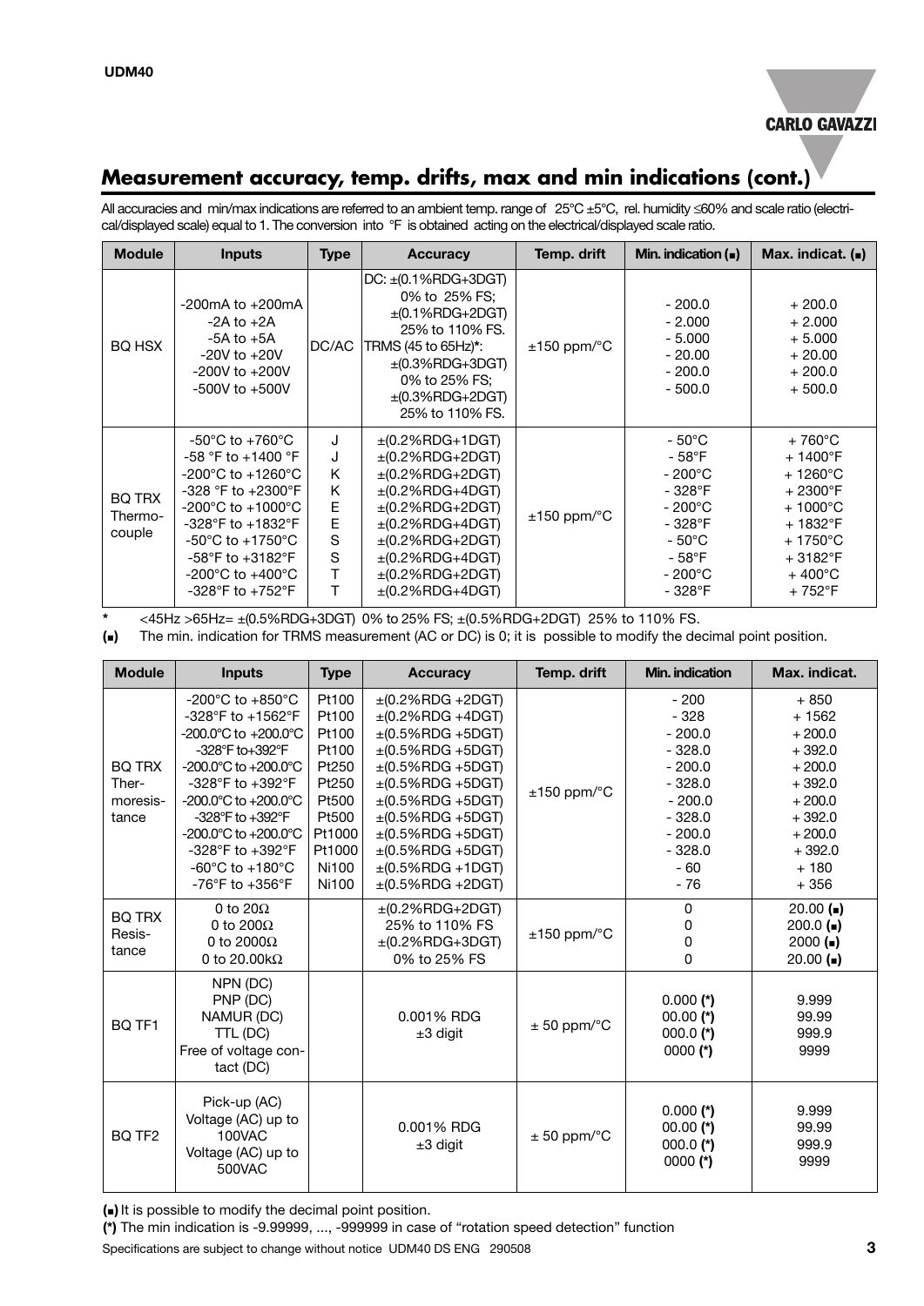## Measurement accuracy, temp. drifts, max and min indications (cont.)

All accuracies and min/max indications are referred to an ambient temp. range of 25°C ±5°C, rel. humidity ≤60% and scale ratio (electrical/displayed scale) equal to 1. The conversion into °F is obtained acting on the electrical/displayed scale ratio.

| Module | Inputs | Type | Accuracy | Temp. drift | Min. indication (▪) | Max. indicat. (▪) |
|---|---|---|---|---|---|---|
| BQ HSX | -200mA to +200mA<br>-2A to +2A<br>-5A to +5A<br>-20V to +20V<br>-200V to +200V<br>-500V to +500V | DC/AC | DC: ±(0.1%RDG+3DGT) 0% to 25% FS;<br>±(0.1%RDG+2DGT) 25% to 110% FS.<br>TRMS (45 to 65Hz)*: ±(0.3%RDG+3DGT) 0% to 25% FS;<br>±(0.3%RDG+2DGT) 25% to 110% FS. | ±150 ppm/°C | - 200.0<br>- 2.000<br>- 5.000<br>- 20.00<br>- 200.0<br>- 500.0 | + 200.0<br>+ 2.000<br>+ 5.000<br>+ 20.00<br>+ 200.0<br>+ 500.0 |
| BQ TRX Thermocouple | -50°C to +760°C<br>-58 °F to +1400 °F<br>-200°C to +1260°C<br>-328 °F to +2300°F<br>-200°C to +1000°C<br>-328°F to +1832°F<br>-50°C to +1750°C<br>-58°F to +3182°F<br>-200°C to +400°C<br>-328°F to +752°F | J<br>J<br>K<br>K<br>E<br>E<br>S<br>S<br>T<br>T | ±(0.2%RDG+1DGT)<br>±(0.2%RDG+2DGT)<br>±(0.2%RDG+2DGT)<br>±(0.2%RDG+4DGT)<br>±(0.2%RDG+2DGT)<br>±(0.2%RDG+4DGT)<br>±(0.2%RDG+2DGT)<br>±(0.2%RDG+4DGT)<br>±(0.2%RDG+2DGT)<br>±(0.2%RDG+4DGT) | ±150 ppm/°C | - 50°C<br>- 58°F<br>- 200°C<br>- 328°F<br>- 200°C<br>- 328°F<br>- 50°C<br>- 58°F<br>- 200°C<br>- 328°F | + 760°C<br>+ 1400°F<br>+ 1260°C<br>+ 2300°F<br>+ 1000°C<br>+ 1832°F<br>+ 1750°C<br>+ 3182°F<br>+ 400°C<br>+ 752°F |

\* <45Hz >65Hz= ±(0.5%RDG+3DGT) 0% to 25% FS; ±(0.5%RDG+2DGT) 25% to 110% FS.

(▪) The min. indication for TRMS measurement (AC or DC) is 0; it is possible to modify the decimal point position.

| Module | Inputs | Type | Accuracy | Temp. drift | Min. indication | Max. indicat. |
|---|---|---|---|---|---|---|
| BQ TRX Thermoresistance | -200°C to +850°C<br>-328°F to +1562°F<br>-200.0°C to +200.0°C<br>-328°F to+392°F<br>-200.0°C to +200.0°C<br>-328°F to +392°F<br>-200.0°C to +200.0°C<br>-328°F to +392°F<br>-200.0°C to +200.0°C<br>-328°F to +392°F<br>-60°C to +180°C<br>-76°F to +356°F | Pt100<br>Pt100<br>Pt100<br>Pt100<br>Pt250<br>Pt250<br>Pt500<br>Pt500<br>Pt1000<br>Pt1000<br>Ni100<br>Ni100 | ±(0.2%RDG +2DGT)<br>±(0.2%RDG +4DGT)<br>±(0.5%RDG +5DGT)<br>±(0.5%RDG +5DGT)<br>±(0.5%RDG +5DGT)<br>±(0.5%RDG +5DGT)<br>±(0.5%RDG +5DGT)<br>±(0.5%RDG +5DGT)<br>±(0.5%RDG +5DGT)<br>±(0.5%RDG +5DGT)<br>±(0.5%RDG +1DGT)<br>±(0.5%RDG +2DGT) | ±150 ppm/°C | - 200<br>- 328<br>- 200.0<br>- 328.0<br>- 200.0<br>- 328.0<br>- 200.0<br>- 328.0<br>- 200.0<br>- 328.0<br>- 60<br>- 76 | + 850<br>+ 1562<br>+ 200.0<br>+ 392.0<br>+ 200.0<br>+ 392.0<br>+ 200.0<br>+ 392.0<br>+ 200.0<br>+ 392.0<br>+ 180<br>+ 356 |
| BQ TRX Resistance | 0 to 20Ω<br>0 to 200Ω<br>0 to 2000Ω<br>0 to 20.00kΩ | | ±(0.2%RDG+2DGT) 25% to 110% FS<br>±(0.2%RDG+3DGT) 0% to 25% FS | ±150 ppm/°C | 0<br>0<br>0<br>0 | 20.00 (▪)<br>200.0 (▪)<br>2000 (▪)<br>20.00 (▪) |
| BQ TF1 | NPN (DC)<br>PNP (DC)<br>NAMUR (DC)<br>TTL (DC)<br>Free of voltage contact (DC) | | 0.001% RDG ±3 digit | ± 50 ppm/°C | 0.000 (*)<br>00.00 (*)<br>000.0 (*)<br>0000 (*) | 9.999<br>99.99<br>999.9<br>9999 |
| BQ TF2 | Pick-up (AC)<br>Voltage (AC) up to 100VAC<br>Voltage (AC) up to 500VAC | | 0.001% RDG ±3 digit | ± 50 ppm/°C | 0.000 (*)<br>00.00 (*)<br>000.0 (*)<br>0000 (*) | 9.999<br>99.99<br>999.9<br>9999 |

(▪) It is possible to modify the decimal point position.

(*) The min indication is -9.99999, ..., -999999 in case of "rotation speed detection" function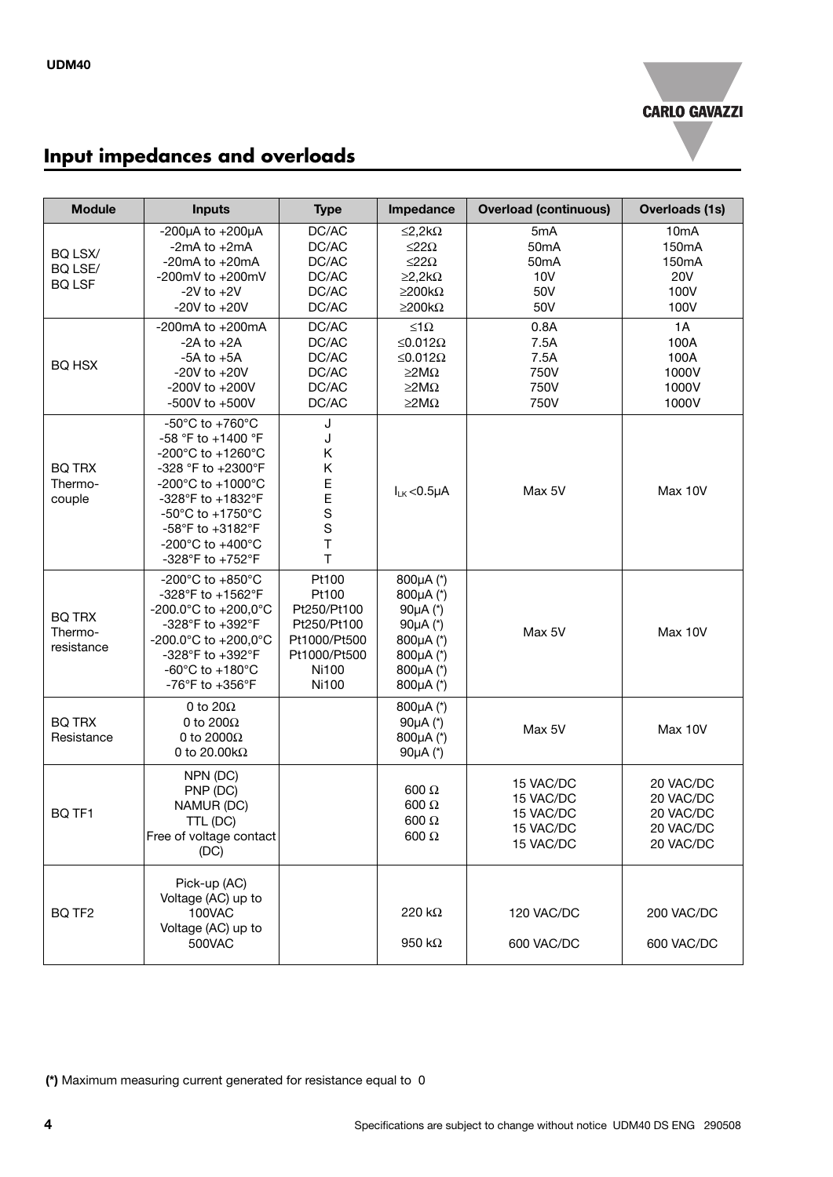## Input impedances and overloads

| Module | Inputs | Type | Impedance | Overload (continuous) | Overloads (1s) |
|---|---|---|---|---|---|
| BQ LSX/ BQ LSE/ BQ LSF | -200µA to +200µA<br>-2mA to +2mA<br>-20mA to +20mA<br>-200mV to +200mV<br>-2V to +2V<br>-20V to +20V | DC/AC<br>DC/AC<br>DC/AC<br>DC/AC<br>DC/AC<br>DC/AC | ≤2,2kΩ<br>≤22Ω<br>≤22Ω<br>≥2,2kΩ<br>≥200kΩ<br>≥200kΩ | 5mA<br>50mA<br>50mA<br>10V<br>50V<br>50V | 10mA<br>150mA<br>150mA<br>20V<br>100V<br>100V |
| BQ HSX | -200mA to +200mA<br>-2A to +2A<br>-5A to +5A<br>-20V to +20V<br>-200V to +200V<br>-500V to +500V | DC/AC<br>DC/AC<br>DC/AC<br>DC/AC<br>DC/AC<br>DC/AC | ≤1Ω<br>≤0.012Ω<br>≤0.012Ω<br>≥2MΩ<br>≥2MΩ<br>≥2MΩ | 0.8A<br>7.5A<br>7.5A<br>750V<br>750V<br>750V | 1A<br>100A<br>100A<br>1000V<br>1000V<br>1000V |
| BQ TRX Thermo-couple | -50°C to +760°C<br>-58 °F to +1400 °F<br>-200°C to +1260°C<br>-328 °F to +2300°F<br>-200°C to +1000°C<br>-328°F to +1832°F<br>-50°C to +1750°C<br>-58°F to +3182°F<br>-200°C to +400°C<br>-328°F to +752°F | J<br>J<br>K<br>K<br>E<br>E<br>S<br>S<br>T<br>T | $I_{LK}$ <0.5µA | Max 5V | Max 10V |
| BQ TRX Thermo-resistance | -200°C to +850°C<br>-328°F to +1562°F<br>-200.0°C to +200,0°C<br>-328°F to +392°F<br>-200.0°C to +200,0°C<br>-328°F to +392°F<br>-60°C to +180°C<br>-76°F to +356°F | Pt100<br>Pt100<br>Pt250/Pt100<br>Pt250/Pt100<br>Pt1000/Pt500<br>Pt1000/Pt500<br>Ni100<br>Ni100 | 800µA (*)<br>800µA (*)<br>90µA (*)<br>90µA (*)<br>800µA (*)<br>800µA (*)<br>800µA (*)<br>800µA (*) | Max 5V | Max 10V |
| BQ TRX Resistance | 0 to 20Ω<br>0 to 200Ω<br>0 to 2000Ω<br>0 to 20.00kΩ | | 800µA (*)<br>90µA (*)<br>800µA (*)<br>90µA (*) | Max 5V | Max 10V |
| BQ TF1 | NPN (DC)<br>PNP (DC)<br>NAMUR (DC)<br>TTL (DC)<br>Free of voltage contact (DC) | | 600 Ω<br>600 Ω<br>600 Ω<br>600 Ω | 15 VAC/DC<br>15 VAC/DC<br>15 VAC/DC<br>15 VAC/DC<br>15 VAC/DC | 20 VAC/DC<br>20 VAC/DC<br>20 VAC/DC<br>20 VAC/DC<br>20 VAC/DC |
| BQ TF2 | Pick-up (AC)<br>Voltage (AC) up to 100VAC<br>Voltage (AC) up to 500VAC | | 220 kΩ<br>950 kΩ | 120 VAC/DC<br>600 VAC/DC | 200 VAC/DC<br>600 VAC/DC |

**(*)** Maximum measuring current generated for resistance equal to 0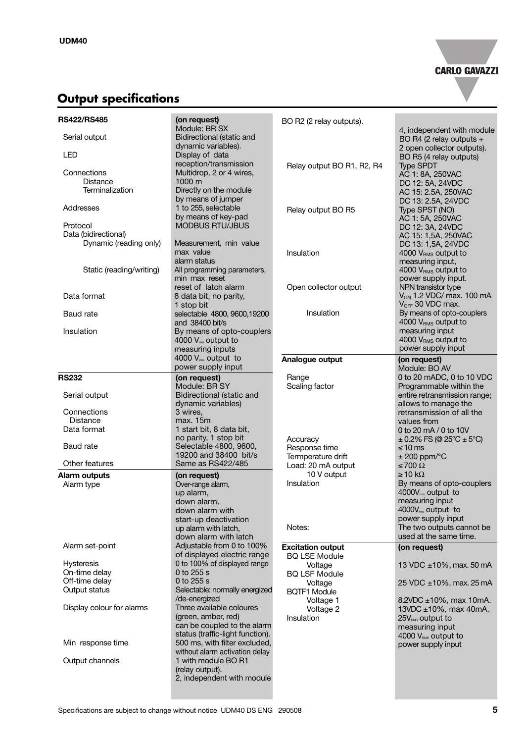## Output specifications

| RS422/RS485 | (on request) |
|---|---|
| | Module: BR SX |
| Serial output | Bidirectional (static and dynamic variables). |
| LED | Display of data reception/transmission |
| Connections | Multidrop, 2 or 4 wires, |
| Distance | 1000 m |
| Terminalization | Directly on the module by means of jumper |
| Addresses | 1 to 255, selectable by means of key-pad |
| Protocol | MODBUS RTU/JBUS |
| Data (bidirectional) | |
| Dynamic (reading only) | Measurement, min value max value alarm status |
| Static (reading/writing) | All programming parameters, min max reset reset of latch alarm |
| Data format | 8 data bit, no parity, 1 stop bit |
| Baud rate | selectable 4800, 9600,19200 and 38400 bit/s |
| Insulation | By means of opto-couplers 4000 $V_{rms}$ output to measuring inputs 4000 $V_{rms}$ output to power supply input |

| RS232 | (on request) |
|---|---|
| | Module: BR SY |
| Serial output | Bidirectional (static and dynamic variables) |
| Connections | 3 wires, |
| Distance | max. 15m |
| Data format | 1 start bit, 8 data bit, no parity, 1 stop bit |
| Baud rate | Selectable 4800, 9600, 19200 and 38400 bit/s |
| Other features | Same as RS422/485 |

| Alarm outputs | (on request) |
|---|---|
| Alarm type | Over-range alarm, up alarm, down alarm, down alarm with start-up deactivation up alarm with latch, down alarm with latch |
| Alarm set-point | Adjustable from 0 to 100% of displayed electric range |
| Hysteresis | 0 to 100% of displayed range |
| On-time delay | 0 to 255 s |
| Off-time delay | 0 to 255 s |
| Output status | Selectable: normally energized /de-energized |
| Display colour for alarms | Three available coloures (green, amber, red) can be coupled to the alarm status (traffic-light function). |
| Min response time | 500 ms, with filter excluded, without alarm activation delay |
| Output channels | 1 with module BO R1 (relay output). 2, independent with module BO R2 (2 relay outputs). 4, independent with module BO R4 (2 relay outputs + 2 open collector outputs). BO R5 (4 relay outputs) |
| Relay output BO R1, R2, R4 | Type SPDT AC 1: 8A, 250VAC DC 12: 5A, 24VDC AC 15: 2.5A, 250VAC DC 13: 2.5A, 24VDC |
| Relay output BO R5 | Type SPST (NO) AC 1: 5A, 250VAC DC 12: 3A, 24VDC AC 15: 1,5A, 250VAC DC 13: 1,5A, 24VDC |
| Insulation | 4000 $V_{RMS}$ output to measuring input, 4000 $V_{RMS}$ output to power supply input. |
| Open collector output | NPN transistor type $V_{ON}$ 1.2 VDC/ max. 100 mA $V_{OFF}$ 30 VDC max. |
| Insulation | By means of opto-couplers 4000 $V_{RMS}$ output to measuring input 4000 $V_{RMS}$ output to power supply input |

| Analogue output | (on request) |
|---|---|
| | Module: BO AV |
| Range | 0 to 20 mADC, 0 to 10 VDC |
| Scaling factor | Programmable within the entire retransmission range; allows to manage the retransmission of all the values from 0 to 20 mA / 0 to 10V |
| Accuracy | ± 0.2% FS (@ 25°C ± 5°C) |
| Response time | ≤ 10 ms |
| Termperature drift | ± 200 ppm/°C |
| Load: 20 mA output | ≤ 700 Ω |
| 10 V output | ≥ 10 kΩ |
| Insulation | By means of opto-couplers 4000$V_{rms}$ output to measuring input 4000$V_{rms}$ output to power supply input |
| Notes: | The two outputs cannot be used at the same time. |

| Excitation output | (on request) |
|---|---|
| BQ LSE Module | |
| Voltage | 13 VDC ±10%, max. 50 mA |
| BQ LSF Module | |
| Voltage | 25 VDC ±10%, max. 25 mA |
| BQTF1 Module | |
| Voltage 1 | 8.2VDC ±10%, max 10mA. |
| Voltage 2 | 13VDC ±10%, max 40mA. |
| Insulation | 25$V_{RMS}$ output to measuring input 4000 $V_{RMS}$ output to power supply input |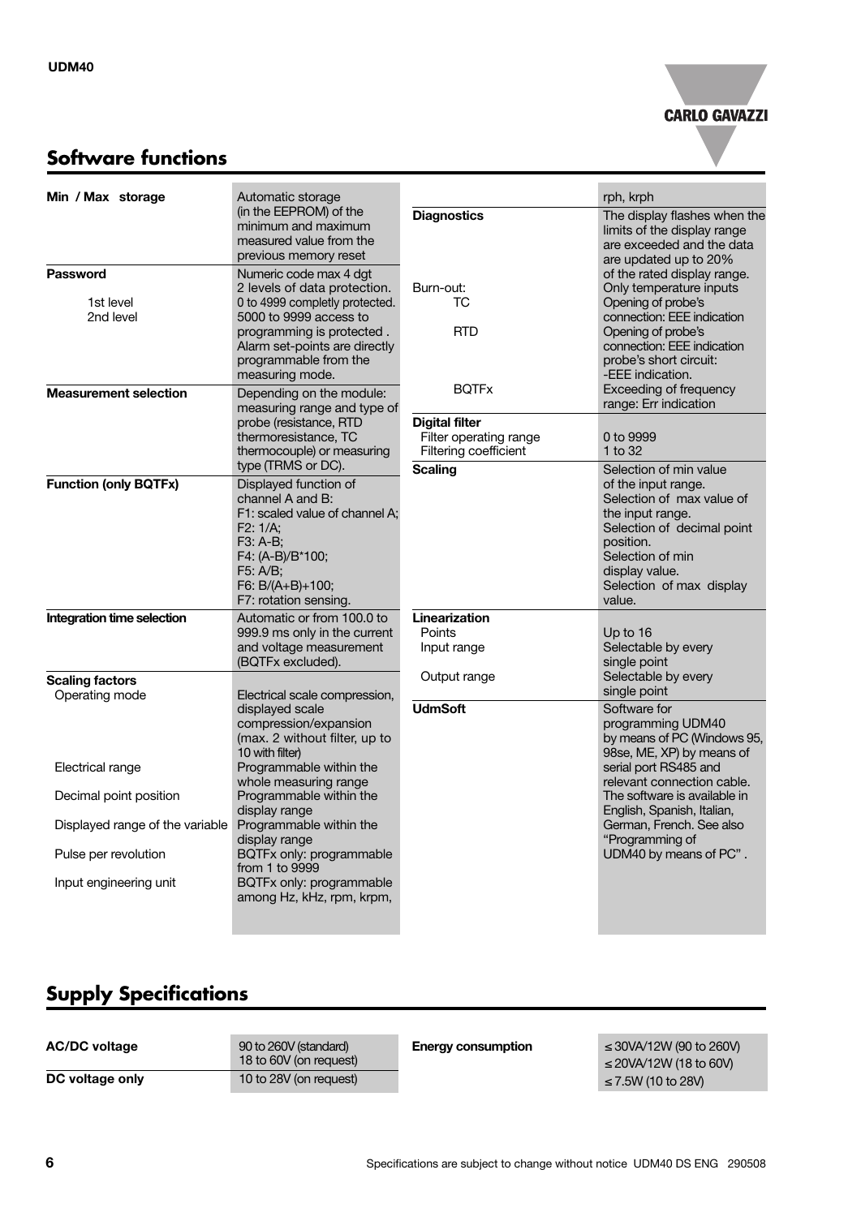## Software functions

| | |
|---|---|
| **Min / Max storage** | Automatic storage (in the EEPROM) of the minimum and maximum measured value from the previous memory reset |
| **Password** | Numeric code max 4 dgt 2 levels of data protection. |
| 1st level | 0 to 4999 completly protected. |
| 2nd level | 5000 to 9999 access to programming is protected . Alarm set-points are directly programmable from the measuring mode. |
| **Measurement selection** | Depending on the module: measuring range and type of probe (resistance, RTD thermoresistance, TC thermocouple) or measuring type (TRMS or DC). |
| **Function (only BQTFx)** | Displayed function of channel A and B: F1: scaled value of channel A; F2: 1/A; F3: A-B; F4: (A-B)/B*100; F5: A/B; F6: B/(A+B)+100; F7: rotation sensing. |
| **Integration time selection** | Automatic or from 100.0 to 999.9 ms only in the current and voltage measurement (BQTFx excluded). |
| **Scaling factors** | |
| Operating mode | Electrical scale compression, displayed scale compression/expansion (max. 2 without filter, up to 10 with filter) |
| Electrical range | Programmable within the whole measuring range |
| Decimal point position | Programmable within the display range |
| Displayed range of the variable | Programmable within the display range |
| Pulse per revolution | BQTFx only: programmable from 1 to 9999 |
| Input engineering unit | BQTFx only: programmable among Hz, kHz, rpm, krpm, rph, krph |
| **Diagnostics** | The display flashes when the limits of the display range are exceeded and the data are updated up to 20% of the rated display range. |
| Burn-out: | Only temperature inputs |
| TC | Opening of probe's connection: EEE indication |
| RTD | Opening of probe's connection: EEE indication probe's short circuit: -EEE indication. |
| BQTFx | Exceeding of frequency range: Err indication |
| **Digital filter** | |
| Filter operating range | 0 to 9999 |
| Filtering coefficient | 1 to 32 |
| **Scaling** | Selection of min value of the input range. Selection of max value of the input range. Selection of decimal point position. Selection of min display value. Selection of max display value. |
| **Linearization** | |
| Points | Up to 16 |
| Input range | Selectable by every single point |
| Output range | Selectable by every single point |
| **UdmSoft** | Software for programming UDM40 by means of PC (Windows 95, 98se, ME, XP) by means of serial port RS485 and relevant connection cable. The software is available in English, Spanish, Italian, German, French. See also "Programming of UDM40 by means of PC" . |

## Supply Specifications

| | |
|---|---|
| **AC/DC voltage** | 90 to 260V (standard) 18 to 60V (on request) |
| **DC voltage only** | 10 to 28V (on request) |
| **Energy consumption** | ≤ 30VA/12W (90 to 260V) ≤ 20VA/12W (18 to 60V) ≤ 7.5W (10 to 28V) |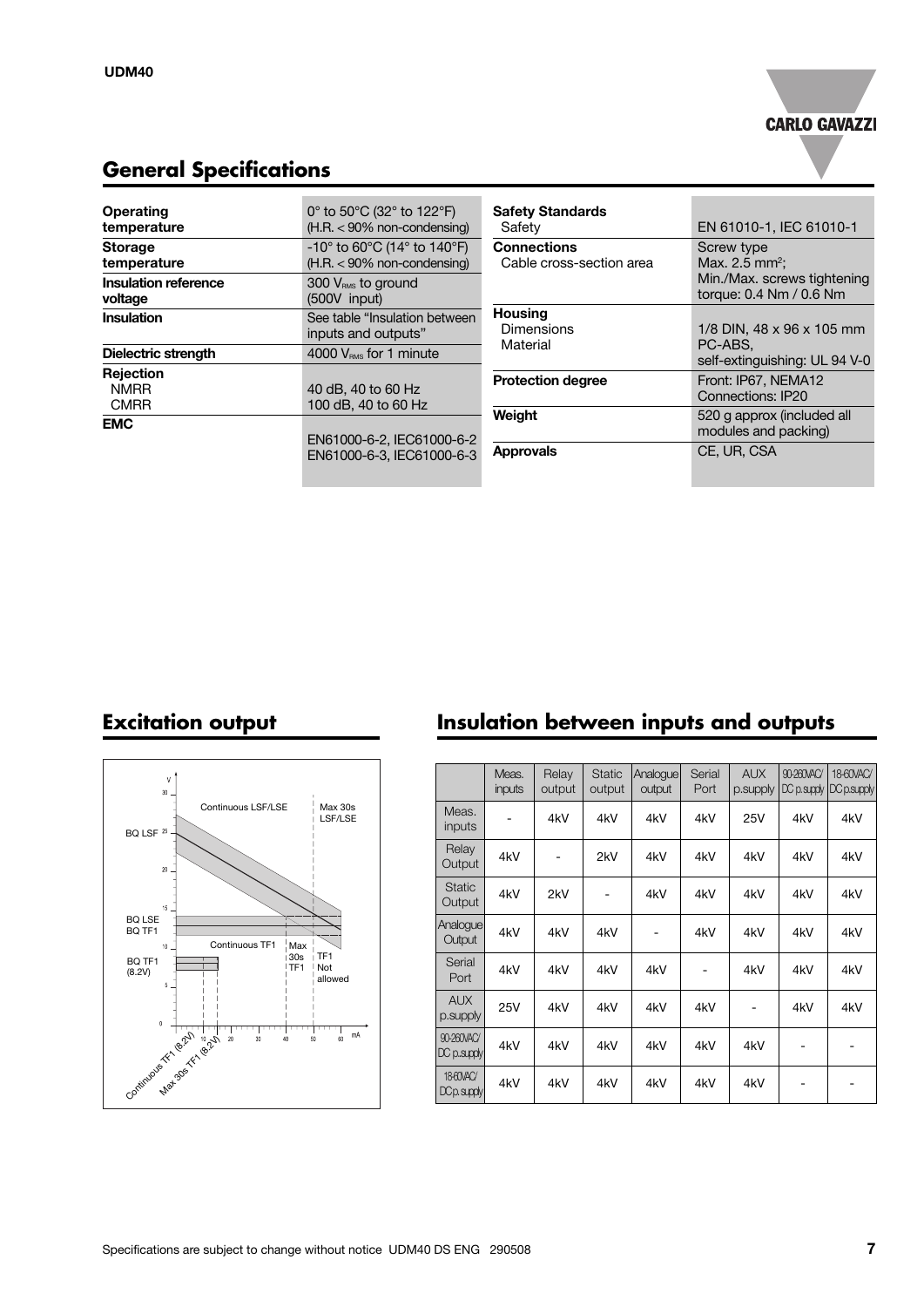## General Specifications

| | |
|---|---|
| **Operating temperature** | 0° to 50°C (32° to 122°F) (H.R. < 90% non-condensing) |
| **Storage temperature** | -10° to 60°C (14° to 140°F) (H.R. < 90% non-condensing) |
| **Insulation reference voltage** | 300 $V_{RMS}$ to ground (500V input) |
| **Insulation** | See table "Insulation between inputs and outputs" |
| **Dielectric strength** | 4000 $V_{RMS}$ for 1 minute |
| **Rejection** | |
| NMRR | 40 dB, 40 to 60 Hz |
| CMRR | 100 dB, 40 to 60 Hz |
| **EMC** | EN61000-6-2, IEC61000-6-2 EN61000-6-3, IEC61000-6-3 |

| | |
|---|---|
| **Safety Standards** | |
| Safety | EN 61010-1, IEC 61010-1 |
| **Connections** | Screw type |
| Cable cross-section area | Max. 2.5 mm²; Min./Max. screws tightening torque: 0.4 Nm / 0.6 Nm |
| **Housing** | |
| Dimensions | 1/8 DIN, 48 x 96 x 105 mm |
| Material | PC-ABS, self-extinguishing: UL 94 V-0 |
| **Protection degree** | Front: IP67, NEMA12 Connections: IP20 |
| **Weight** | 520 g approx (included all modules and packing) |
| **Approvals** | CE, UR, CSA |

## Excitation output

Continuous LSF/LSE | Max 30s LSF/LSE | BQ LSF | BQ LSE | BQ TF1 | Continuous TF1 | Max 30s TF1 | TF1 Not allowed | BQ TF1 (8.2V) | Continuous TF1 (8.2V) | Max 30s TF1 (8.2V) | V | mA

## Insulation between inputs and outputs

| | Meas. inputs | Relay output | Static output | Analogue output | Serial Port | AUX p.supply | 90-260VAC/ DC p.supply | 18-60VAC/ DC p.supply |
|---|---|---|---|---|---|---|---|---|
| Meas. inputs | - | 4kV | 4kV | 4kV | 4kV | 25V | 4kV | 4kV |
| Relay Output | 4kV | - | 2kV | 4kV | 4kV | 4kV | 4kV | 4kV |
| Static Output | 4kV | 2kV | - | 4kV | 4kV | 4kV | 4kV | 4kV |
| Analogue Output | 4kV | 4kV | 4kV | - | 4kV | 4kV | 4kV | 4kV |
| Serial Port | 4kV | 4kV | 4kV | 4kV | - | 4kV | 4kV | 4kV |
| AUX p.supply | 25V | 4kV | 4kV | 4kV | 4kV | - | 4kV | 4kV |
| 90-260VAC/ DC p.supply | 4kV | 4kV | 4kV | 4kV | 4kV | 4kV | - | - |
| 18-60VAC/ DC p.supply | 4kV | 4kV | 4kV | 4kV | 4kV | 4kV | - | - |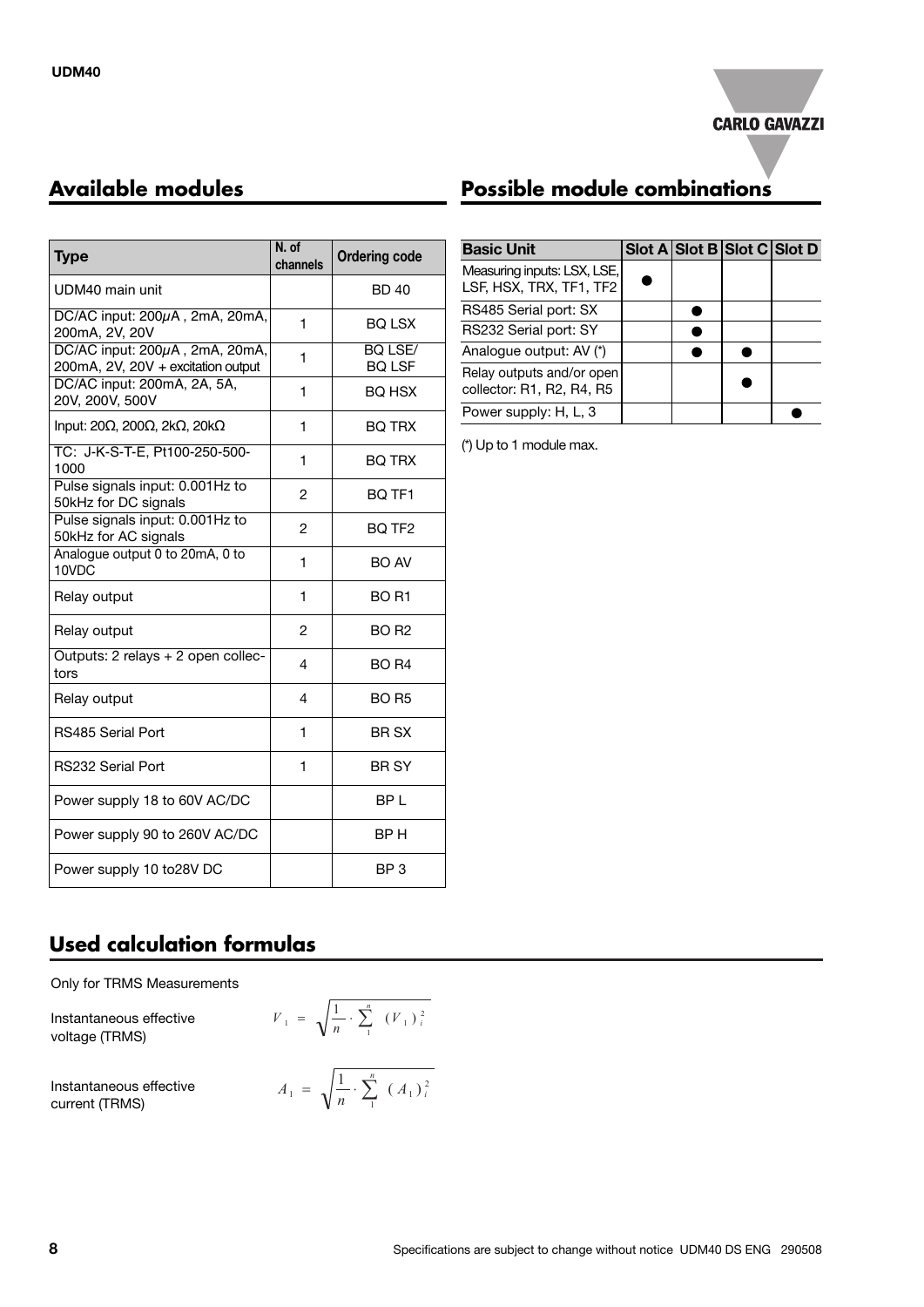## Available modules

| Type | N. of channels | Ordering code |
|---|---|---|
| UDM40 main unit | | BD 40 |
| DC/AC input: 200µA , 2mA, 20mA, 200mA, 2V, 20V | 1 | BQ LSX |
| DC/AC input: 200µA , 2mA, 20mA, 200mA, 2V, 20V + excitation output | 1 | BQ LSE/ BQ LSF |
| DC/AC input: 200mA, 2A, 5A, 20V, 200V, 500V | 1 | BQ HSX |
| Input: 20Ω, 200Ω, 2kΩ, 20kΩ | 1 | BQ TRX |
| TC: J-K-S-T-E, Pt100-250-500-1000 | 1 | BQ TRX |
| Pulse signals input: 0.001Hz to 50kHz for DC signals | 2 | BQ TF1 |
| Pulse signals input: 0.001Hz to 50kHz for AC signals | 2 | BQ TF2 |
| Analogue output 0 to 20mA, 0 to 10VDC | 1 | BO AV |
| Relay output | 1 | BO R1 |
| Relay output | 2 | BO R2 |
| Outputs: 2 relays + 2 open collectors | 4 | BO R4 |
| Relay output | 4 | BO R5 |
| RS485 Serial Port | 1 | BR SX |
| RS232 Serial Port | 1 | BR SY |
| Power supply 18 to 60V AC/DC | | BP L |
| Power supply 90 to 260V AC/DC | | BP H |
| Power supply 10 to28V DC | | BP 3 |

## Possible module combinations

| Basic Unit | Slot A | Slot B | Slot C | Slot D |
|---|---|---|---|---|
| Measuring inputs: LSX, LSE, LSF, HSX, TRX, TF1, TF2 | ● | | | |
| RS485 Serial port: SX | | ● | | |
| RS232 Serial port: SY | | ● | | |
| Analogue output: AV (*) | | ● | ● | |
| Relay outputs and/or open collector: R1, R2, R4, R5 | | | ● | |
| Power supply: H, L, 3 | | | | ● |

(*) Up to 1 module max.

## Used calculation formulas

Only for TRMS Measurements

Instantaneous effective voltage (TRMS)

$$V_1 = \sqrt{\frac{1}{n} \cdot \sum_{1}^{n} (V_1)_i^2}$$

Instantaneous effective current (TRMS)

$$A_1 = \sqrt{\frac{1}{n} \cdot \sum_{1}^{n} (A_1)_i^2}$$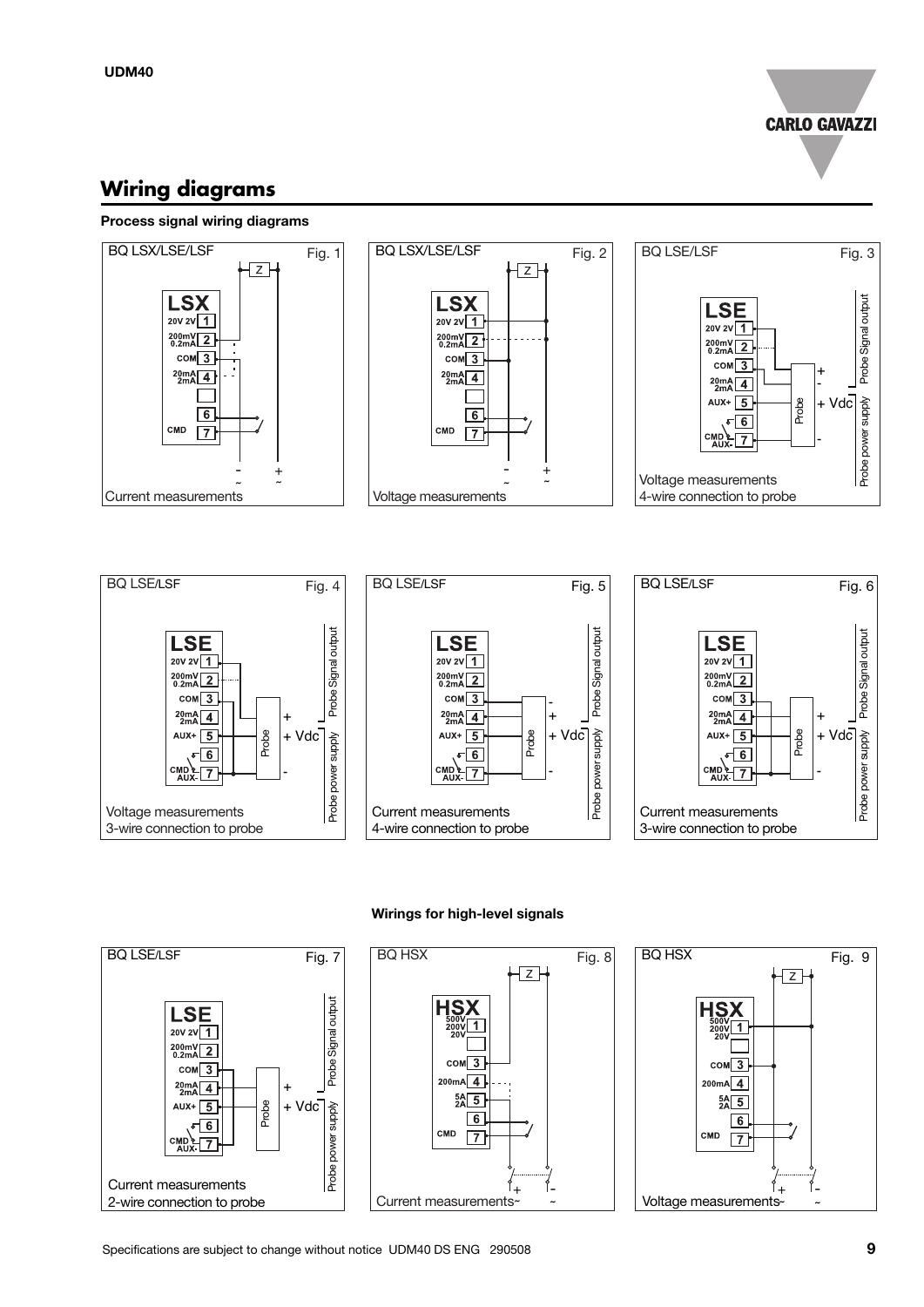## Wiring diagrams

### Process signal wiring diagrams

BQ LSX/LSE/LSF — Fig. 1

LSX: 20V 2V 1; 200mV 0.2mA 2; COM 3; 20mA 2mA 4; 6; CMD 7

Current measurements

BQ LSX/LSE/LSF — Fig. 2

LSX: 20V 2V 1; 200mV 0.2mA 2; COM 3; 20mA 2mA 4; 6; CMD 7

Voltage measurements

BQ LSE/LSF — Fig. 3

LSE: 20V 2V 1; 200mV 0.2mA 2; COM 3; 20mA 2mA 4; AUX+ 5; 6; CMD AUX- 7

Probe; + Vdc; Probe Signal output; Probe power supply

Voltage measurements
4-wire connection to probe

BQ LSE/LSF — Fig. 4

LSE: 20V 2V 1; 200mV 0.2mA 2; COM 3; 20mA 2mA 4; AUX+ 5; 6; CMD AUX- 7

Probe; + Vdc; Probe Signal output; Probe power supply

Voltage measurements
3-wire connection to probe

BQ LSE/LSF — Fig. 5

LSE: 20V 2V 1; 200mV 0.2mA 2; COM 3; 20mA 2mA 4; AUX+ 5; 6; CMD AUX- 7

Probe; + Vdc; Probe Signal output; Probe power supply

Current measurements
4-wire connection to probe

BQ LSE/LSF — Fig. 6

LSE: 20V 2V 1; 200mV 0.2mA 2; COM 3; 20mA 2mA 4; AUX+ 5; 6; CMD AUX- 7

Probe; + Vdc; Probe Signal output; Probe power supply

Current measurements
3-wire connection to probe

### Wirings for high-level signals

BQ LSE/LSF — Fig. 7

LSE: 20V 2V 1; 200mV 0.2mA 2; COM 3; 20mA 2mA 4; AUX+ 5; 6; CMD AUX- 7

Probe; + Vdc; Probe Signal output; Probe power supply

Current measurements
2-wire connection to probe

BQ HSX — Fig. 8

HSX: 500V 200V 20V 1; COM 3; 200mA 4; 5A 2A 5; 6; CMD 7

Current measurements~

BQ HSX — Fig. 9

HSX: 500V 200V 20V 1; COM 3; 200mA 4; 5A 2A 5; 6; CMD 7

Voltage measurements~

Specifications are subject to change without notice UDM40 DS ENG 290508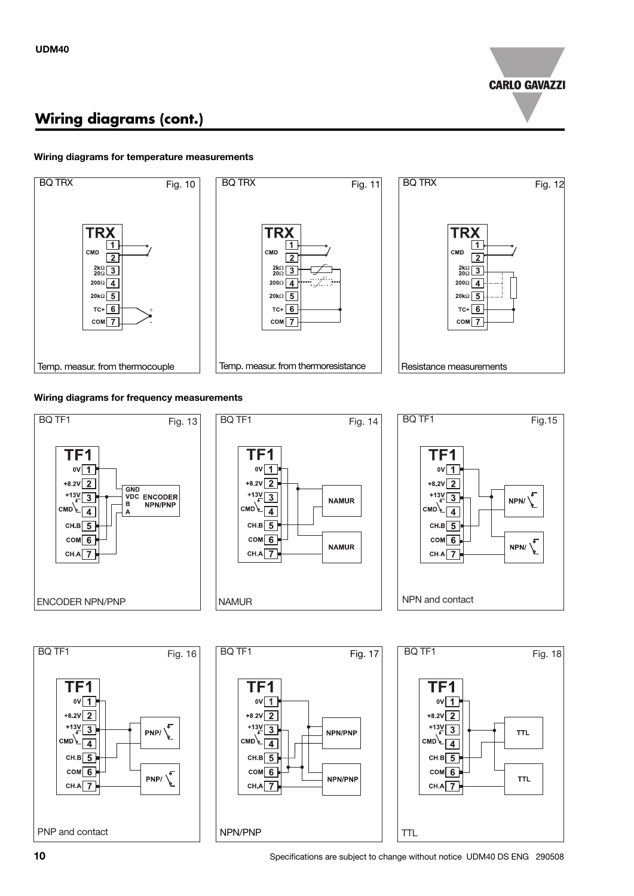## Wiring diagrams (cont.)

**Wiring diagrams for temperature measurements**

BQ TRX Fig. 10

TRX

CMD 1 2
2kΩ 20Ω 3
200Ω 4
20kΩ 5
TC+ 6
COM 7

Temp. measur. from thermocouple

BQ TRX Fig. 11

TRX

CMD 1 2
2kΩ 20Ω 3
200Ω 4
20kΩ 5
TC+ 6
COM 7

Temp. measur. from thermoresistance

BQ TRX Fig. 12

TRX

CMD 1 2
2kΩ 20Ω 3
200Ω 4
20kΩ 5
TC+ 6
COM 7

Resistance measurements

**Wiring diagrams for frequency measurements**

BQ TF1 Fig. 13

TF1

0V 1
+8.2V 2
+13V 3
CMD 4
CH.B 5
COM 6
CH.A 7

GND VDC B A ENCODER NPN/PNP

ENCODER NPN/PNP

BQ TF1 Fig. 14

TF1

0V 1
+8.2V 2
+13V 3
CMD 4
CH.B 5
COM 6
CH.A 7

NAMUR
NAMUR

NAMUR

BQ TF1 Fig.15

TF1

0V 1
+8.2V 2
+13V 3
CMD 4
CH.B 5
COM 6
CH.A 7

NPN/
NPN/

NPN and contact

BQ TF1 Fig. 16

TF1

0V 1
+8.2V 2
+13V 3
CMD 4
CH.B 5
COM 6
CH.A 7

PNP/
PNP/

PNP and contact

BQ TF1 Fig. 17

TF1

0V 1
+8.2V 2
+13V 3
CMD 4
CH.B 5
COM 6
CH.A 7

NPN/PNP
NPN/PNP

NPN/PNP

BQ TF1 Fig. 18

TF1

0V 1
+8.2V 2
+13V 3
CMD 4
CH.B 5
COM 6
CH.A 7

TTL
TTL

TTL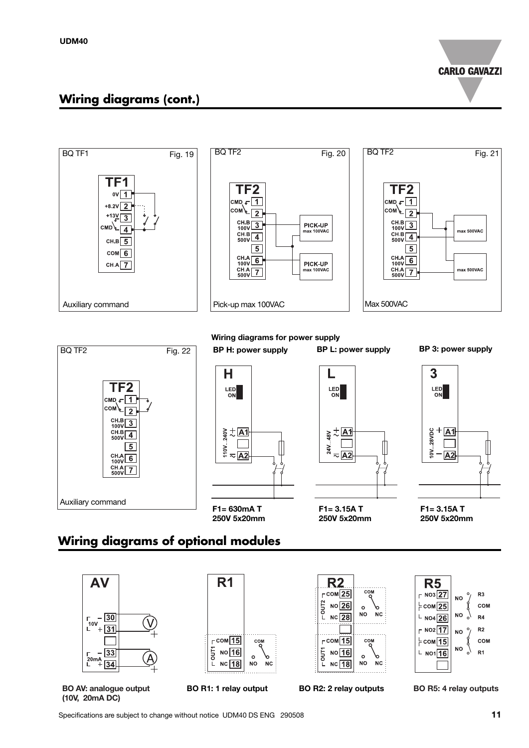## Wiring diagrams (cont.)

BQ TF1 — Fig. 19

TF1: 0V 1, +8.2V 2, +13V 3, CMD 4, CH.B 5, COM 6, CH.A 7

Auxiliary command

BQ TF2 — Fig. 20

TF2: CMD 1, COM 2, CH.B 100V 3, CH.B 500V 4, 5, CH.A 100V 6, CH.A 500V 7

PICK-UP max 100VAC

PICK-UP max 100VAC

Pick-up max 100VAC

BQ TF2 — Fig. 21

TF2: CMD 1, COM 2, CH.B 100V 3, CH.B 500V 4, 5, CH.A 100V 6, CH.A 500V 7

max 500VAC

max 500VAC

Max 500VAC

BQ TF2 — Fig. 22

TF2: CMD 1, COM 2, CH.B 100V 3, CH.B 500V 4, 5, CH.A 100V 6, CH.A 500V 7

Auxiliary command

**Wiring diagrams for power supply**

**BP H: power supply**

H — LED ON — 110V...240V — A1, A2

**F1= 630mA T 250V 5x20mm**

**BP L: power supply**

L — LED ON — 24V...48V — A1, A2

**F1= 3.15A T 250V 5x20mm**

**BP 3: power supply**

3 — LED ON — 10V...28VDC — + A1, – A2

**F1= 3.15A T 250V 5x20mm**

## Wiring diagrams of optional modules

AV: 10V – 30, + 31; 20mA – 33, + 34

**BO AV: analogue output (10V, 20mA DC)**

R1: OUT1 COM 15, NO 16, NC 18

**BO R1: 1 relay output**

R2: OUT2 COM 25, NO 26, NC 28; OUT1 COM 15, NO 16, NC 18

**BO R2: 2 relay outputs**

R5: NO3 27 (R3), COM 25, NO4 26 (R4), NO2 17 (R2), COM 15, NO1 16 (R1)

**BO R5: 4 relay outputs**

Specifications are subject to change without notice UDM40 DS ENG 290508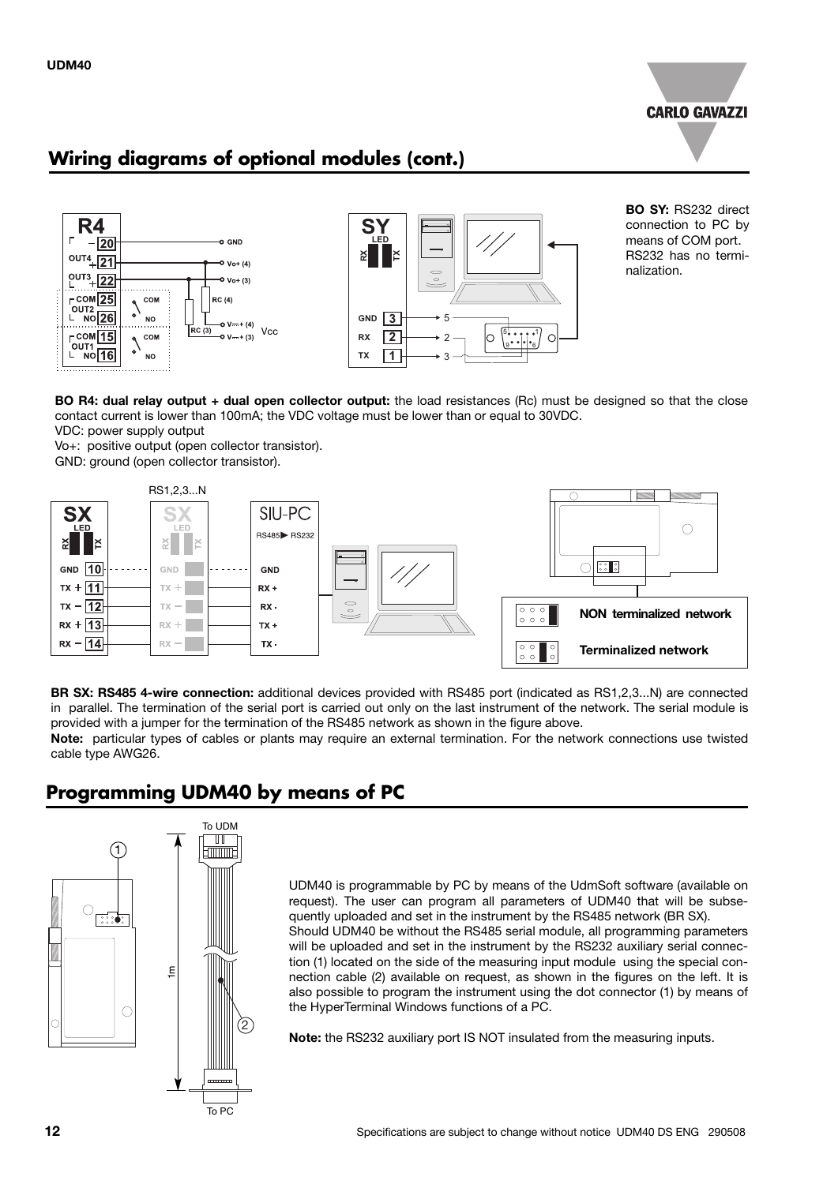## Wiring diagrams of optional modules (cont.)

**BO SY:** RS232 direct connection to PC by means of COM port. RS232 has no terminalization.

**BO R4: dual relay output + dual open collector output:** the load resistances (Rc) must be designed so that the close contact current is lower than 100mA; the VDC voltage must be lower than or equal to 30VDC.
VDC: power supply output
Vo+: positive output (open collector transistor).
GND: ground (open collector transistor).

**BR SX: RS485 4-wire connection:** additional devices provided with RS485 port (indicated as RS1,2,3...N) are connected in parallel. The termination of the serial port is carried out only on the last instrument of the network. The serial module is provided with a jumper for the termination of the RS485 network as shown in the figure above.
**Note:** particular types of cables or plants may require an external termination. For the network connections use twisted cable type AWG26.

## Programming UDM40 by means of PC

UDM40 is programmable by PC by means of the UdmSoft software (available on request). The user can program all parameters of UDM40 that will be subsequently uploaded and set in the instrument by the RS485 network (BR SX).
Should UDM40 be without the RS485 serial module, all programming parameters will be uploaded and set in the instrument by the RS232 auxiliary serial connection (1) located on the side of the measuring input module using the special connection cable (2) available on request, as shown in the figures on the left. It is also possible to program the instrument using the dot connector (1) by means of the HyperTerminal Windows functions of a PC.

**Note:** the RS232 auxiliary port IS NOT insulated from the measuring inputs.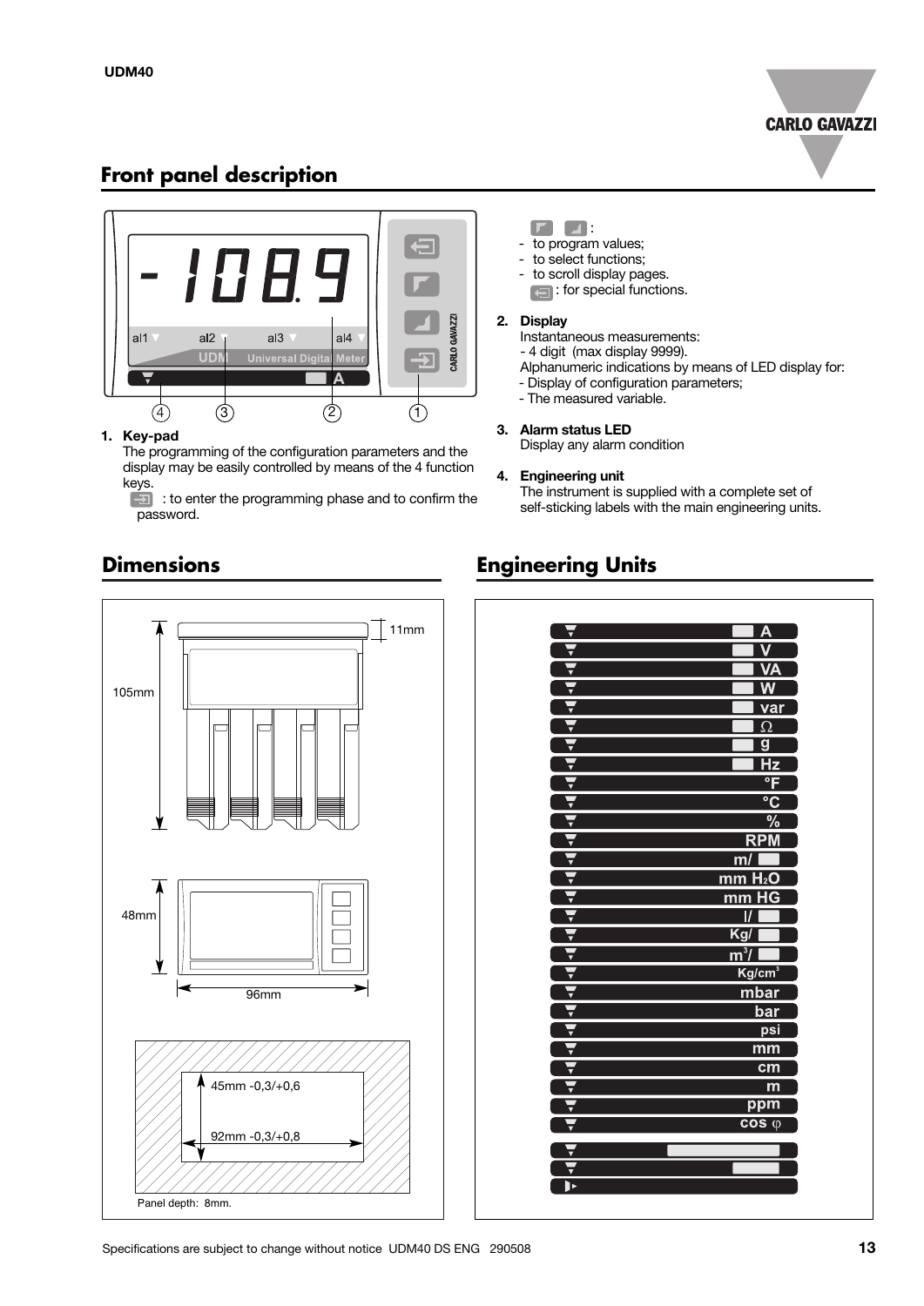## Front panel description

1. **Key-pad**
   The programming of the configuration parameters and the display may be easily controlled by means of the 4 function keys.
   : to enter the programming phase and to confirm the password.
   :
   - to program values;
   - to select functions;
   - to scroll display pages.

   : for special functions.

2. **Display**
   Instantaneous measurements:
   - 4 digit (max display 9999).

   Alphanumeric indications by means of LED display for:
   - Display of configuration parameters;
   - The measured variable.

3. **Alarm status LED**
   Display any alarm condition

4. **Engineering unit**
   The instrument is supplied with a complete set of self-sticking labels with the main engineering units.

## Dimensions

105mm, 11mm

48mm, 96mm

45mm -0,3/+0,6

92mm -0,3/+0,8

Panel depth: 8mm.

## Engineering Units

A, V, VA, W, var, Ω, g, Hz, °F, °C, %, RPM, m/, mm $H_2O$, mm HG, l/, Kg/, $m^3$/, Kg/$cm^3$, mbar, bar, psi, mm, cm, m, ppm, cos φ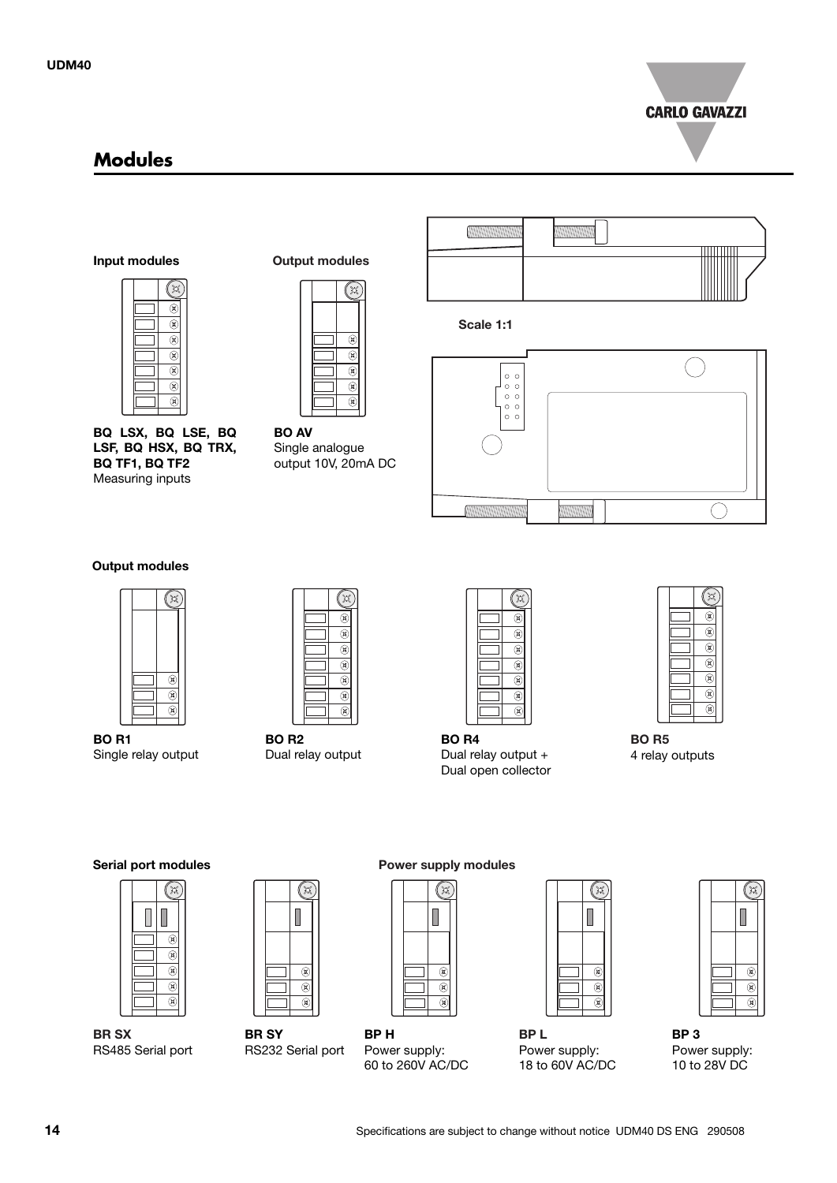## Modules

**Input modules**

**BQ LSX, BQ LSE, BQ LSF, BQ HSX, BQ TRX, BQ TF1, BQ TF2**
Measuring inputs

**Output modules**

**BO AV**
Single analogue output 10V, 20mA DC

Scale 1:1

**Output modules**

**BO R1**
Single relay output

**BO R2**
Dual relay output

**BO R4**
Dual relay output + Dual open collector

**BO R5**
4 relay outputs

**Serial port modules**

**BR SX**
RS485 Serial port

**BR SY**
RS232 Serial port

**Power supply modules**

**BP H**
Power supply: 60 to 260V AC/DC

**BP L**
Power supply: 18 to 60V AC/DC

**BP 3**
Power supply: 10 to 28V DC

Specifications are subject to change without notice UDM40 DS ENG 290508